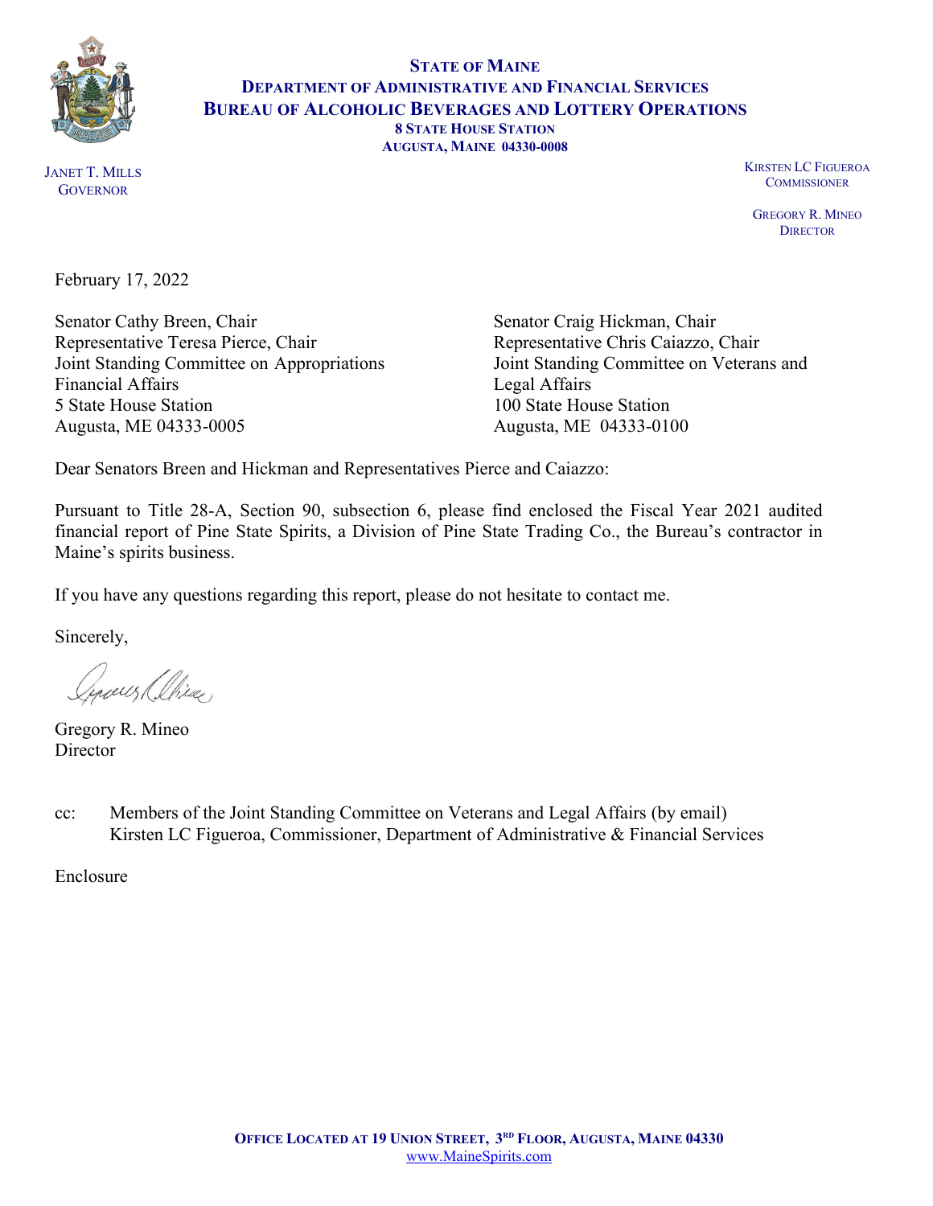**STATE OF MAINE**
**DEPARTMENT OF ADMINISTRATIVE AND FINANCIAL SERVICES**
**BUREAU OF ALCOHOLIC BEVERAGES AND LOTTERY OPERATIONS**
**8 STATE HOUSE STATION**
**AUGUSTA, MAINE 04330-0008**

JANET T. MILLS
GOVERNOR

KIRSTEN LC FIGUEROA
COMMISSIONER

GREGORY R. MINEO
DIRECTOR

February 17, 2022

Senator Cathy Breen, Chair
Representative Teresa Pierce, Chair
Joint Standing Committee on Appropriations
Financial Affairs
5 State House Station
Augusta, ME 04333-0005

Senator Craig Hickman, Chair
Representative Chris Caiazzo, Chair
Joint Standing Committee on Veterans and
Legal Affairs
100 State House Station
Augusta, ME 04333-0100

Dear Senators Breen and Hickman and Representatives Pierce and Caiazzo:

Pursuant to Title 28-A, Section 90, subsection 6, please find enclosed the Fiscal Year 2021 audited financial report of Pine State Spirits, a Division of Pine State Trading Co., the Bureau's contractor in Maine's spirits business.

If you have any questions regarding this report, please do not hesitate to contact me.

Sincerely,

Gregory R. Mineo
Director

cc: Members of the Joint Standing Committee on Veterans and Legal Affairs (by email)
Kirsten LC Figueroa, Commissioner, Department of Administrative & Financial Services

Enclosure

**OFFICE LOCATED AT 19 UNION STREET, 3RD FLOOR, AUGUSTA, MAINE 04330**
www.MaineSpirits.com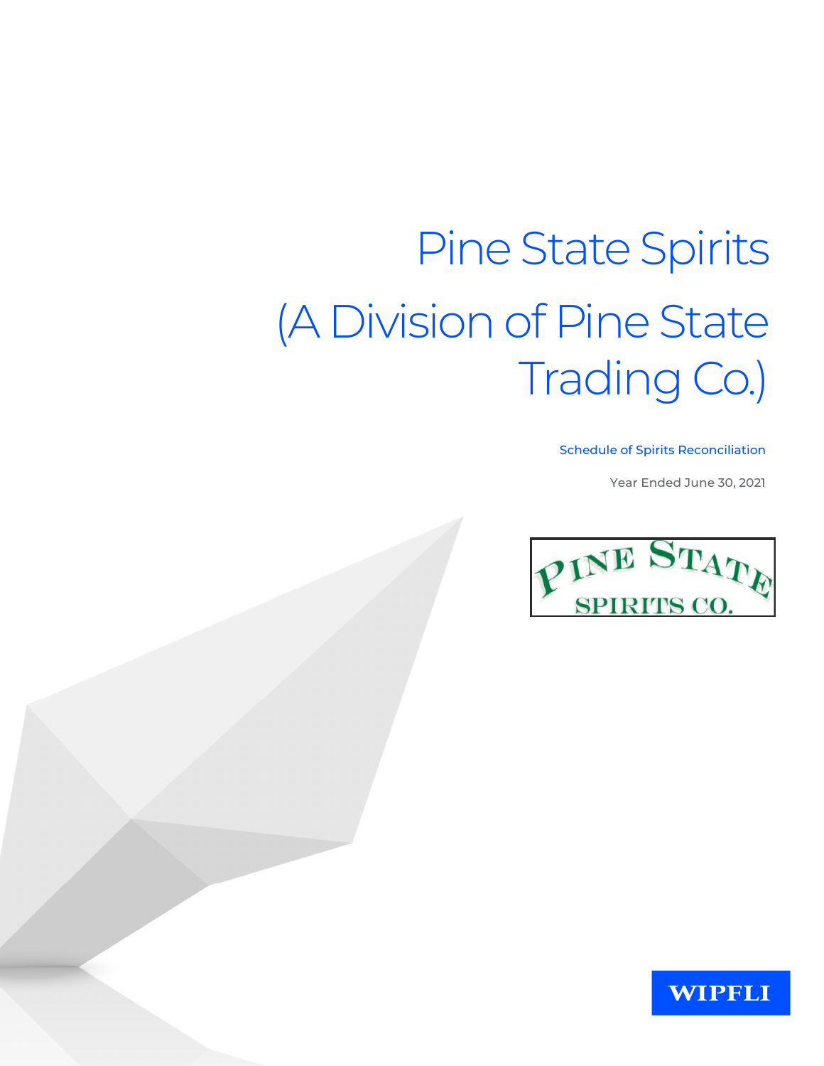# Pine State Spirits

# (A Division of Pine State Trading Co.)

Schedule of Spirits Reconciliation

Year Ended June 30, 2021

PINE STATE SPIRITS CO.

WIPFLI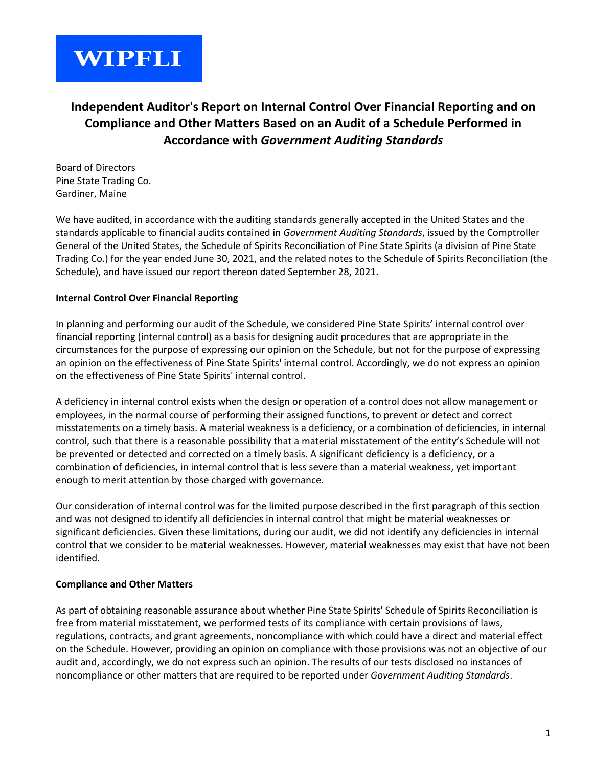WIPFLI

# Independent Auditor's Report on Internal Control Over Financial Reporting and on Compliance and Other Matters Based on an Audit of a Schedule Performed in Accordance with *Government Auditing Standards*

Board of Directors
Pine State Trading Co.
Gardiner, Maine

We have audited, in accordance with the auditing standards generally accepted in the United States and the standards applicable to financial audits contained in *Government Auditing Standards*, issued by the Comptroller General of the United States, the Schedule of Spirits Reconciliation of Pine State Spirits (a division of Pine State Trading Co.) for the year ended June 30, 2021, and the related notes to the Schedule of Spirits Reconciliation (the Schedule), and have issued our report thereon dated September 28, 2021.

**Internal Control Over Financial Reporting**

In planning and performing our audit of the Schedule, we considered Pine State Spirits' internal control over financial reporting (internal control) as a basis for designing audit procedures that are appropriate in the circumstances for the purpose of expressing our opinion on the Schedule, but not for the purpose of expressing an opinion on the effectiveness of Pine State Spirits' internal control. Accordingly, we do not express an opinion on the effectiveness of Pine State Spirits' internal control.

A deficiency in internal control exists when the design or operation of a control does not allow management or employees, in the normal course of performing their assigned functions, to prevent or detect and correct misstatements on a timely basis. A material weakness is a deficiency, or a combination of deficiencies, in internal control, such that there is a reasonable possibility that a material misstatement of the entity's Schedule will not be prevented or detected and corrected on a timely basis. A significant deficiency is a deficiency, or a combination of deficiencies, in internal control that is less severe than a material weakness, yet important enough to merit attention by those charged with governance.

Our consideration of internal control was for the limited purpose described in the first paragraph of this section and was not designed to identify all deficiencies in internal control that might be material weaknesses or significant deficiencies. Given these limitations, during our audit, we did not identify any deficiencies in internal control that we consider to be material weaknesses. However, material weaknesses may exist that have not been identified.

**Compliance and Other Matters**

As part of obtaining reasonable assurance about whether Pine State Spirits' Schedule of Spirits Reconciliation is free from material misstatement, we performed tests of its compliance with certain provisions of laws, regulations, contracts, and grant agreements, noncompliance with which could have a direct and material effect on the Schedule. However, providing an opinion on compliance with those provisions was not an objective of our audit and, accordingly, we do not express such an opinion. The results of our tests disclosed no instances of noncompliance or other matters that are required to be reported under *Government Auditing Standards*.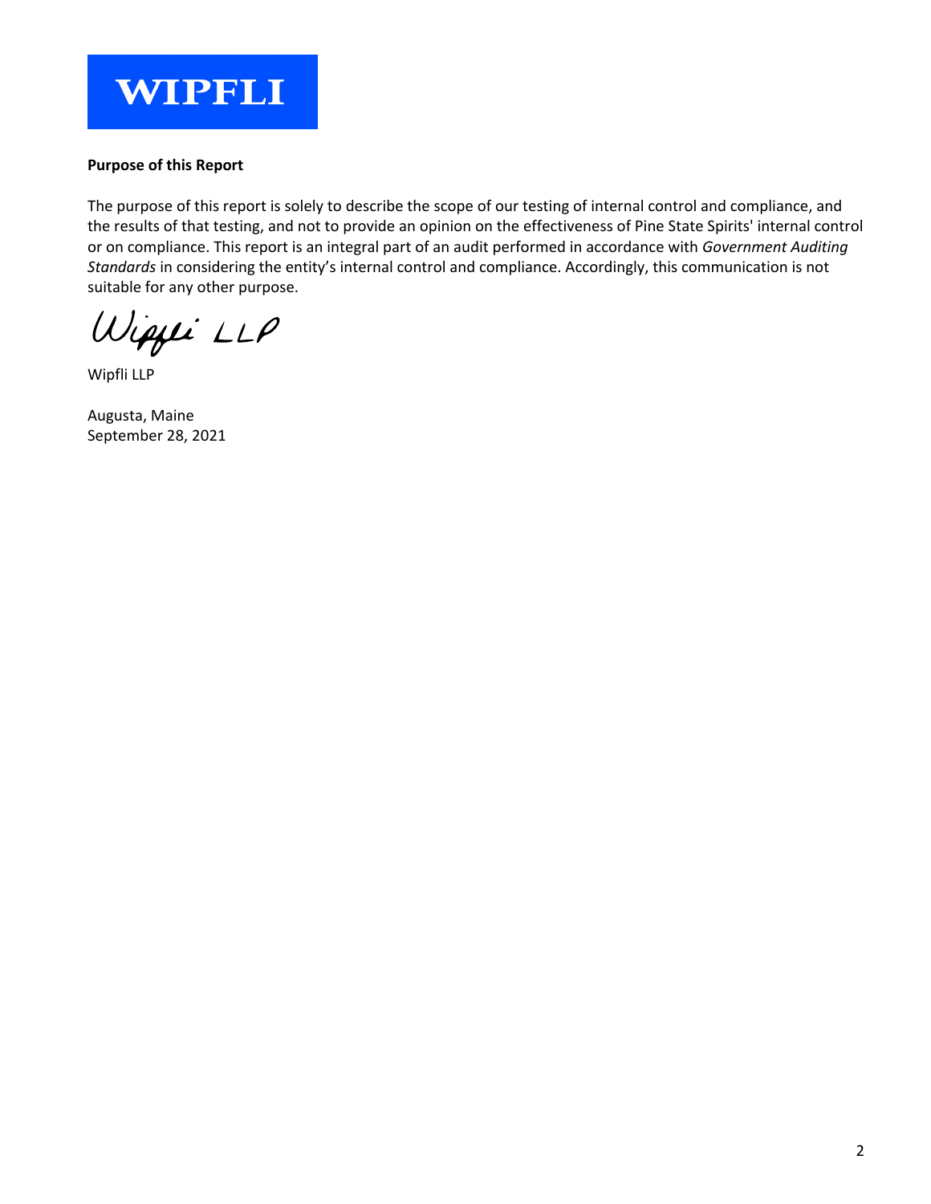WIPFLI

**Purpose of this Report**

The purpose of this report is solely to describe the scope of our testing of internal control and compliance, and the results of that testing, and not to provide an opinion on the effectiveness of Pine State Spirits' internal control or on compliance. This report is an integral part of an audit performed in accordance with *Government Auditing Standards* in considering the entity's internal control and compliance. Accordingly, this communication is not suitable for any other purpose.

Wipfli LLP

Wipfli LLP

Augusta, Maine
September 28, 2021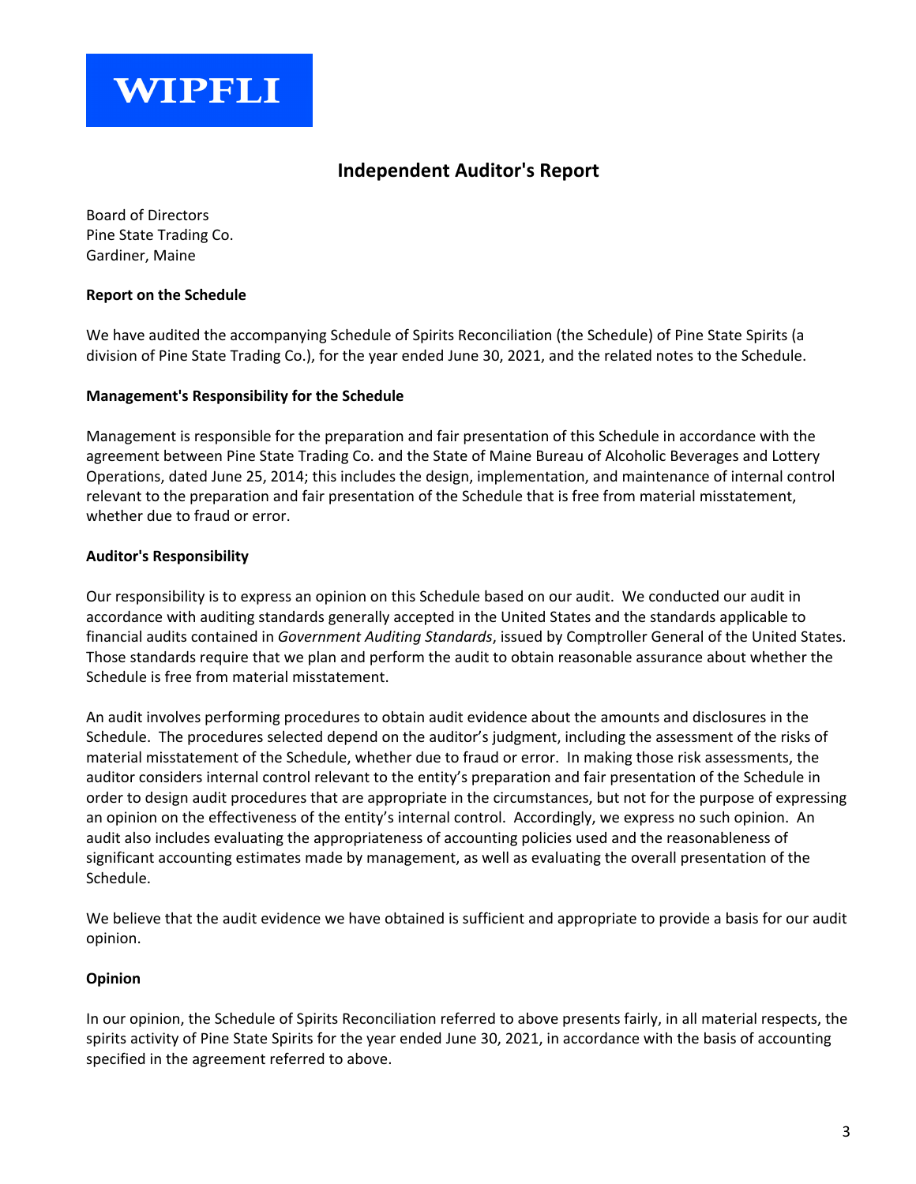WIPFLI

# Independent Auditor's Report

Board of Directors
Pine State Trading Co.
Gardiner, Maine

**Report on the Schedule**

We have audited the accompanying Schedule of Spirits Reconciliation (the Schedule) of Pine State Spirits (a division of Pine State Trading Co.), for the year ended June 30, 2021, and the related notes to the Schedule.

**Management's Responsibility for the Schedule**

Management is responsible for the preparation and fair presentation of this Schedule in accordance with the agreement between Pine State Trading Co. and the State of Maine Bureau of Alcoholic Beverages and Lottery Operations, dated June 25, 2014; this includes the design, implementation, and maintenance of internal control relevant to the preparation and fair presentation of the Schedule that is free from material misstatement, whether due to fraud or error.

**Auditor's Responsibility**

Our responsibility is to express an opinion on this Schedule based on our audit. We conducted our audit in accordance with auditing standards generally accepted in the United States and the standards applicable to financial audits contained in *Government Auditing Standards*, issued by Comptroller General of the United States. Those standards require that we plan and perform the audit to obtain reasonable assurance about whether the Schedule is free from material misstatement.

An audit involves performing procedures to obtain audit evidence about the amounts and disclosures in the Schedule. The procedures selected depend on the auditor's judgment, including the assessment of the risks of material misstatement of the Schedule, whether due to fraud or error. In making those risk assessments, the auditor considers internal control relevant to the entity's preparation and fair presentation of the Schedule in order to design audit procedures that are appropriate in the circumstances, but not for the purpose of expressing an opinion on the effectiveness of the entity's internal control. Accordingly, we express no such opinion. An audit also includes evaluating the appropriateness of accounting policies used and the reasonableness of significant accounting estimates made by management, as well as evaluating the overall presentation of the Schedule.

We believe that the audit evidence we have obtained is sufficient and appropriate to provide a basis for our audit opinion.

**Opinion**

In our opinion, the Schedule of Spirits Reconciliation referred to above presents fairly, in all material respects, the spirits activity of Pine State Spirits for the year ended June 30, 2021, in accordance with the basis of accounting specified in the agreement referred to above.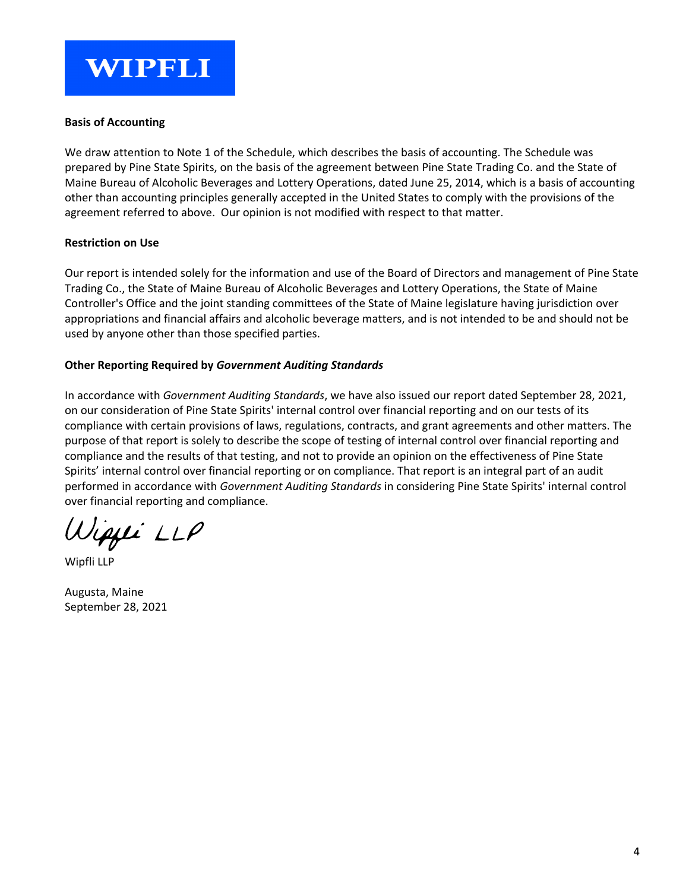WIPFLI

**Basis of Accounting**

We draw attention to Note 1 of the Schedule, which describes the basis of accounting. The Schedule was prepared by Pine State Spirits, on the basis of the agreement between Pine State Trading Co. and the State of Maine Bureau of Alcoholic Beverages and Lottery Operations, dated June 25, 2014, which is a basis of accounting other than accounting principles generally accepted in the United States to comply with the provisions of the agreement referred to above. Our opinion is not modified with respect to that matter.

**Restriction on Use**

Our report is intended solely for the information and use of the Board of Directors and management of Pine State Trading Co., the State of Maine Bureau of Alcoholic Beverages and Lottery Operations, the State of Maine Controller's Office and the joint standing committees of the State of Maine legislature having jurisdiction over appropriations and financial affairs and alcoholic beverage matters, and is not intended to be and should not be used by anyone other than those specified parties.

**Other Reporting Required by *Government Auditing Standards***

In accordance with *Government Auditing Standards*, we have also issued our report dated September 28, 2021, on our consideration of Pine State Spirits' internal control over financial reporting and on our tests of its compliance with certain provisions of laws, regulations, contracts, and grant agreements and other matters. The purpose of that report is solely to describe the scope of testing of internal control over financial reporting and compliance and the results of that testing, and not to provide an opinion on the effectiveness of Pine State Spirits' internal control over financial reporting or on compliance. That report is an integral part of an audit performed in accordance with *Government Auditing Standards* in considering Pine State Spirits' internal control over financial reporting and compliance.

*Wipfli LLP*

Wipfli LLP

Augusta, Maine
September 28, 2021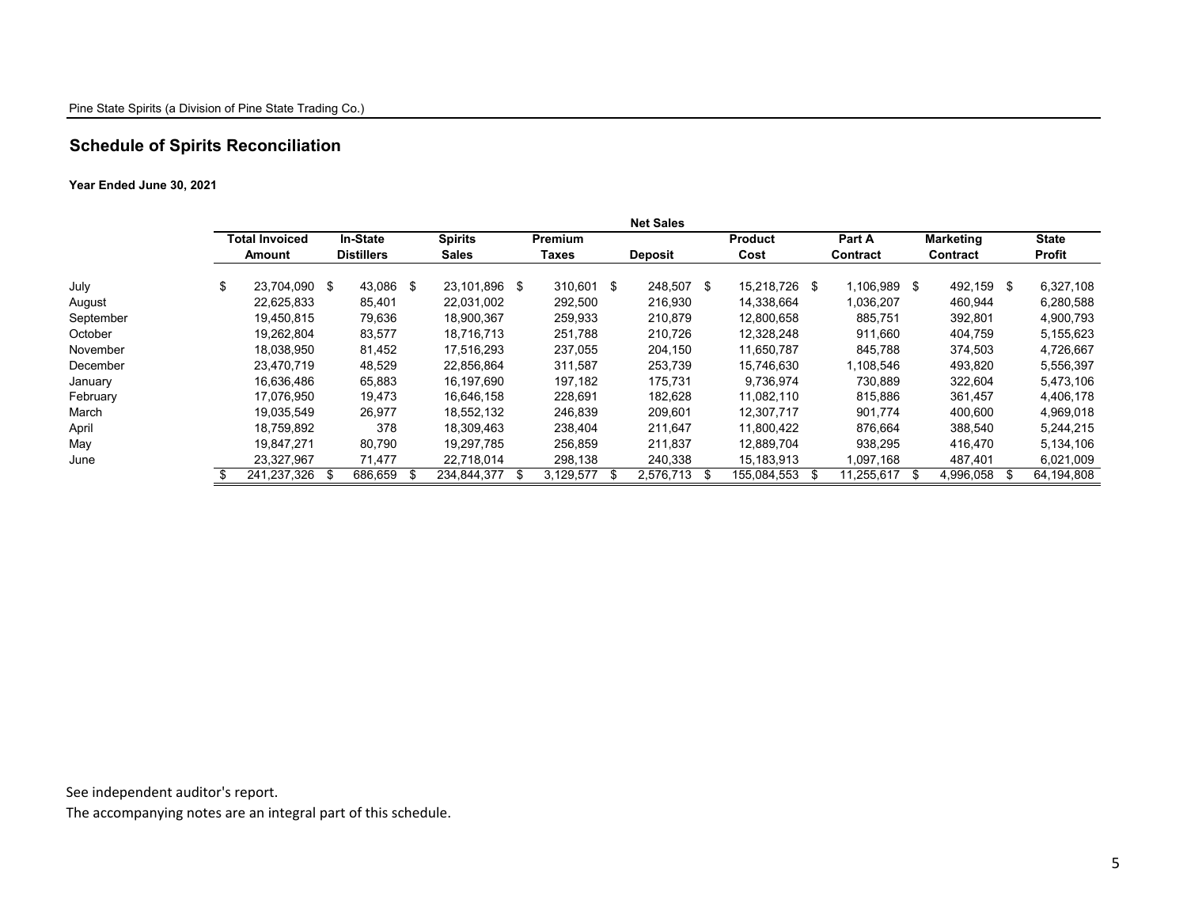Pine State Spirits (a Division of Pine State Trading Co.)

## Schedule of Spirits Reconciliation

**Year Ended June 30, 2021**

| | | | Net Sales | | | | | | |
|---|---|---|---|---|---|---|---|---|---|
| | Total Invoiced Amount | In-State Distillers | Spirits Sales | Premium Taxes | Deposit | Product Cost | Part A Contract | Marketing Contract | State Profit |
| July | $ 23,704,090 | $ 43,086 | $ 23,101,896 | $ 310,601 | $ 248,507 | $ 15,218,726 | $ 1,106,989 | $ 492,159 | $ 6,327,108 |
| August | 22,625,833 | 85,401 | 22,031,002 | 292,500 | 216,930 | 14,338,664 | 1,036,207 | 460,944 | 6,280,588 |
| September | 19,450,815 | 79,636 | 18,900,367 | 259,933 | 210,879 | 12,800,658 | 885,751 | 392,801 | 4,900,793 |
| October | 19,262,804 | 83,577 | 18,716,713 | 251,788 | 210,726 | 12,328,248 | 911,660 | 404,759 | 5,155,623 |
| November | 18,038,950 | 81,452 | 17,516,293 | 237,055 | 204,150 | 11,650,787 | 845,788 | 374,503 | 4,726,667 |
| December | 23,470,719 | 48,529 | 22,856,864 | 311,587 | 253,739 | 15,746,630 | 1,108,546 | 493,820 | 5,556,397 |
| January | 16,636,486 | 65,883 | 16,197,690 | 197,182 | 175,731 | 9,736,974 | 730,889 | 322,604 | 5,473,106 |
| February | 17,076,950 | 19,473 | 16,646,158 | 228,691 | 182,628 | 11,082,110 | 815,886 | 361,457 | 4,406,178 |
| March | 19,035,549 | 26,977 | 18,552,132 | 246,839 | 209,601 | 12,307,717 | 901,774 | 400,600 | 4,969,018 |
| April | 18,759,892 | 378 | 18,309,463 | 238,404 | 211,647 | 11,800,422 | 876,664 | 388,540 | 5,244,215 |
| May | 19,847,271 | 80,790 | 19,297,785 | 256,859 | 211,837 | 12,889,704 | 938,295 | 416,470 | 5,134,106 |
| June | 23,327,967 | 71,477 | 22,718,014 | 298,138 | 240,338 | 15,183,913 | 1,097,168 | 487,401 | 6,021,009 |
| | $ 241,237,326 | $ 686,659 | $ 234,844,377 | $ 3,129,577 | $ 2,576,713 | $ 155,084,553 | $ 11,255,617 | $ 4,996,058 | $ 64,194,808 |

See independent auditor's report.

The accompanying notes are an integral part of this schedule.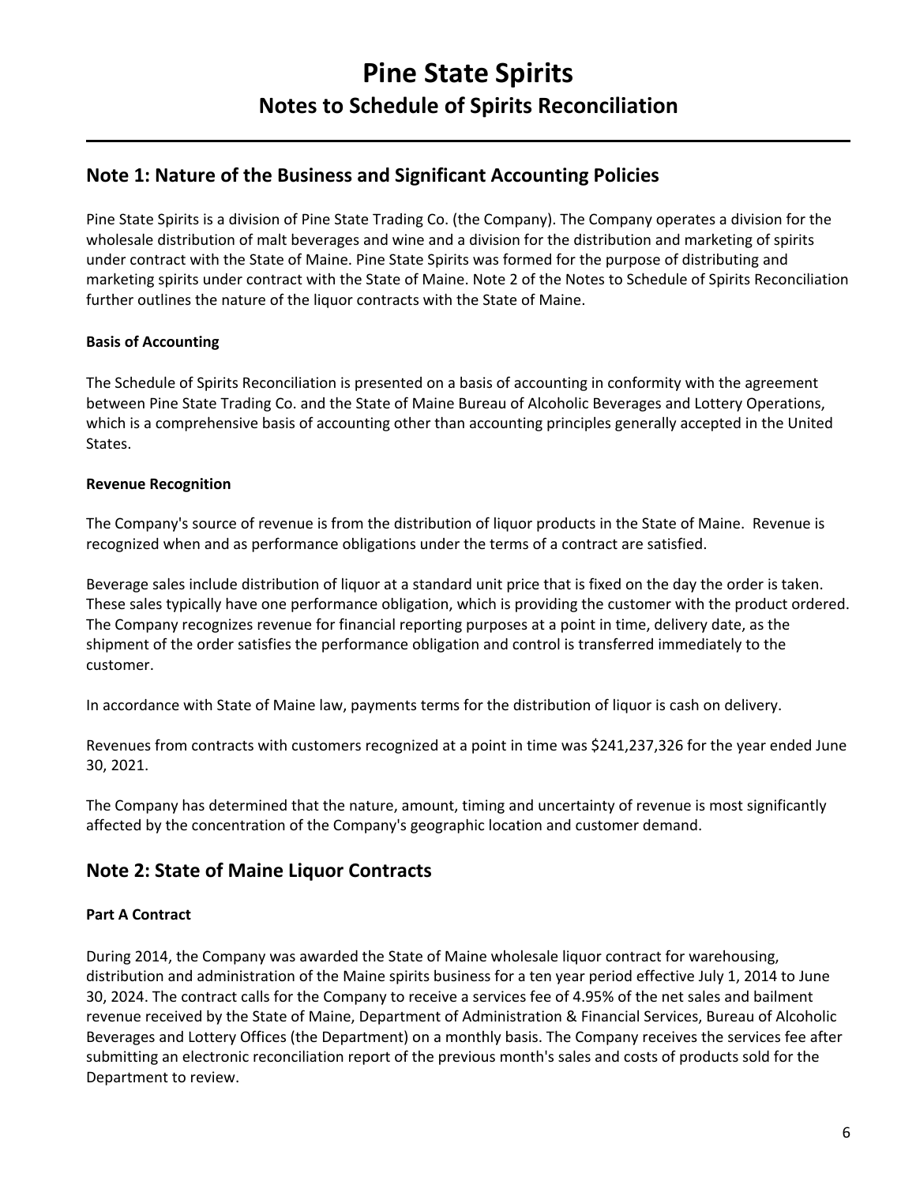# Pine State Spirits

## Notes to Schedule of Spirits Reconciliation

## Note 1: Nature of the Business and Significant Accounting Policies

Pine State Spirits is a division of Pine State Trading Co. (the Company). The Company operates a division for the wholesale distribution of malt beverages and wine and a division for the distribution and marketing of spirits under contract with the State of Maine. Pine State Spirits was formed for the purpose of distributing and marketing spirits under contract with the State of Maine. Note 2 of the Notes to Schedule of Spirits Reconciliation further outlines the nature of the liquor contracts with the State of Maine.

### Basis of Accounting

The Schedule of Spirits Reconciliation is presented on a basis of accounting in conformity with the agreement between Pine State Trading Co. and the State of Maine Bureau of Alcoholic Beverages and Lottery Operations, which is a comprehensive basis of accounting other than accounting principles generally accepted in the United States.

### Revenue Recognition

The Company's source of revenue is from the distribution of liquor products in the State of Maine. Revenue is recognized when and as performance obligations under the terms of a contract are satisfied.

Beverage sales include distribution of liquor at a standard unit price that is fixed on the day the order is taken. These sales typically have one performance obligation, which is providing the customer with the product ordered. The Company recognizes revenue for financial reporting purposes at a point in time, delivery date, as the shipment of the order satisfies the performance obligation and control is transferred immediately to the customer.

In accordance with State of Maine law, payments terms for the distribution of liquor is cash on delivery.

Revenues from contracts with customers recognized at a point in time was $241,237,326 for the year ended June 30, 2021.

The Company has determined that the nature, amount, timing and uncertainty of revenue is most significantly affected by the concentration of the Company's geographic location and customer demand.

## Note 2: State of Maine Liquor Contracts

### Part A Contract

During 2014, the Company was awarded the State of Maine wholesale liquor contract for warehousing, distribution and administration of the Maine spirits business for a ten year period effective July 1, 2014 to June 30, 2024. The contract calls for the Company to receive a services fee of 4.95% of the net sales and bailment revenue received by the State of Maine, Department of Administration & Financial Services, Bureau of Alcoholic Beverages and Lottery Offices (the Department) on a monthly basis. The Company receives the services fee after submitting an electronic reconciliation report of the previous month's sales and costs of products sold for the Department to review.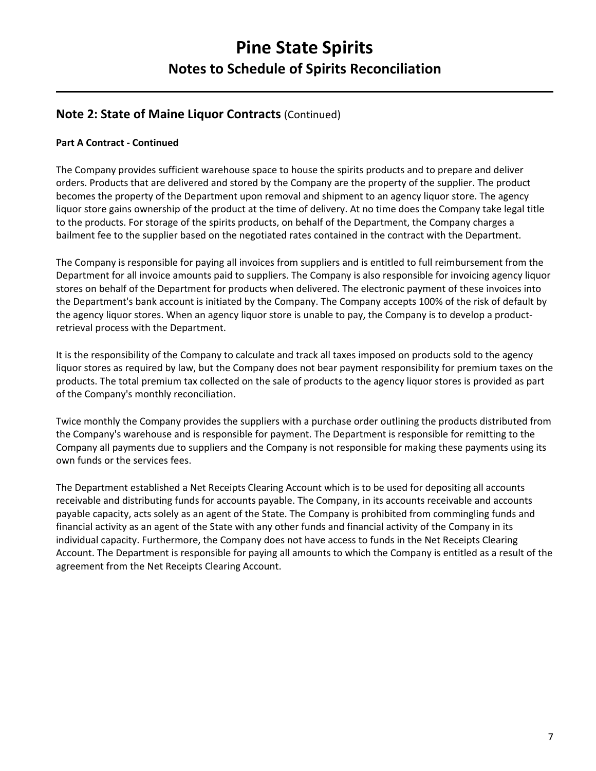# Pine State Spirits

## Notes to Schedule of Spirits Reconciliation

## Note 2: State of Maine Liquor Contracts (Continued)

**Part A Contract - Continued**

The Company provides sufficient warehouse space to house the spirits products and to prepare and deliver orders. Products that are delivered and stored by the Company are the property of the supplier. The product becomes the property of the Department upon removal and shipment to an agency liquor store. The agency liquor store gains ownership of the product at the time of delivery. At no time does the Company take legal title to the products. For storage of the spirits products, on behalf of the Department, the Company charges a bailment fee to the supplier based on the negotiated rates contained in the contract with the Department.

The Company is responsible for paying all invoices from suppliers and is entitled to full reimbursement from the Department for all invoice amounts paid to suppliers. The Company is also responsible for invoicing agency liquor stores on behalf of the Department for products when delivered. The electronic payment of these invoices into the Department's bank account is initiated by the Company. The Company accepts 100% of the risk of default by the agency liquor stores. When an agency liquor store is unable to pay, the Company is to develop a product-retrieval process with the Department.

It is the responsibility of the Company to calculate and track all taxes imposed on products sold to the agency liquor stores as required by law, but the Company does not bear payment responsibility for premium taxes on the products. The total premium tax collected on the sale of products to the agency liquor stores is provided as part of the Company's monthly reconciliation.

Twice monthly the Company provides the suppliers with a purchase order outlining the products distributed from the Company's warehouse and is responsible for payment. The Department is responsible for remitting to the Company all payments due to suppliers and the Company is not responsible for making these payments using its own funds or the services fees.

The Department established a Net Receipts Clearing Account which is to be used for depositing all accounts receivable and distributing funds for accounts payable. The Company, in its accounts receivable and accounts payable capacity, acts solely as an agent of the State. The Company is prohibited from commingling funds and financial activity as an agent of the State with any other funds and financial activity of the Company in its individual capacity. Furthermore, the Company does not have access to funds in the Net Receipts Clearing Account. The Department is responsible for paying all amounts to which the Company is entitled as a result of the agreement from the Net Receipts Clearing Account.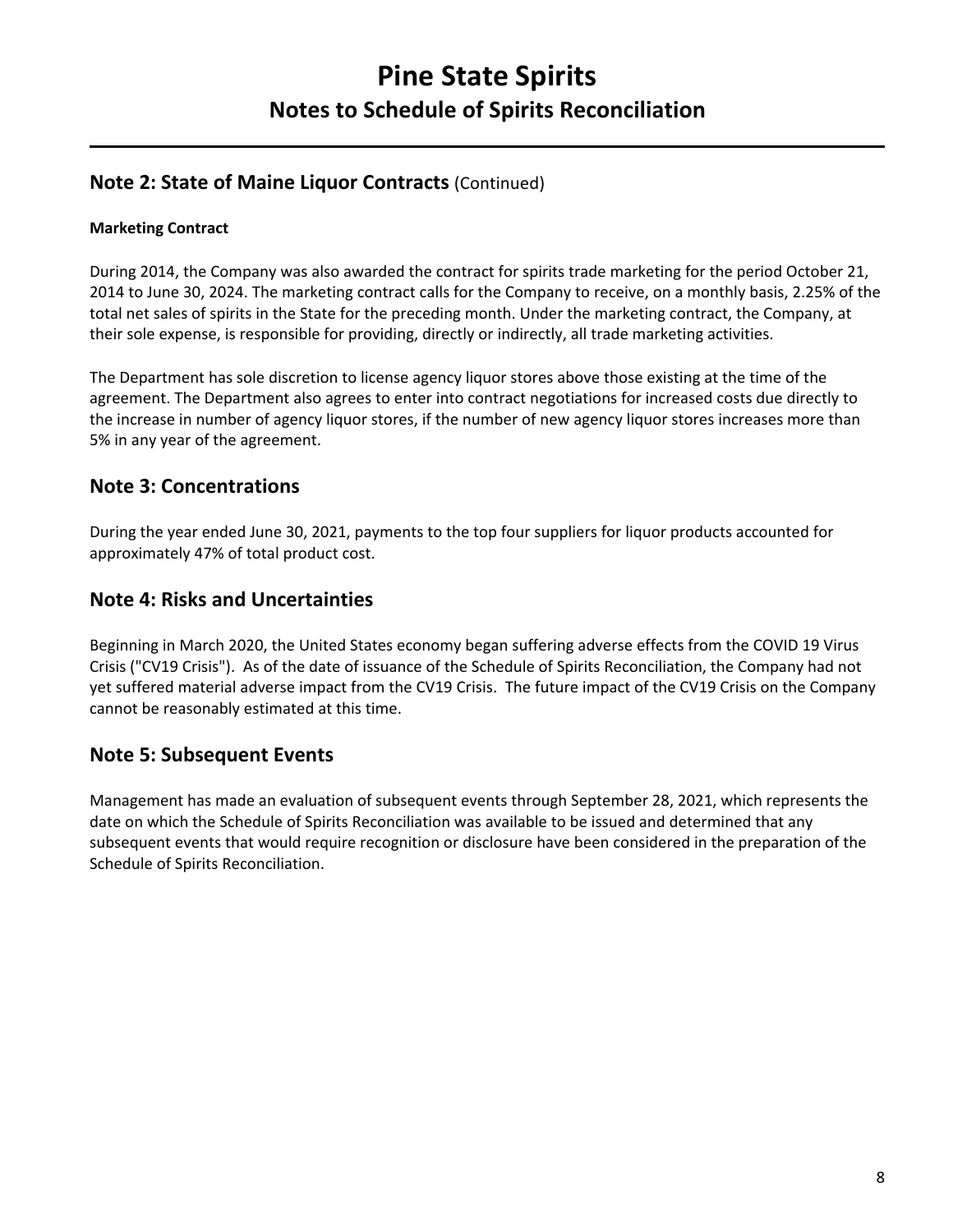# Pine State Spirits

## Notes to Schedule of Spirits Reconciliation

## Note 2: State of Maine Liquor Contracts (Continued)

**Marketing Contract**

During 2014, the Company was also awarded the contract for spirits trade marketing for the period October 21, 2014 to June 30, 2024. The marketing contract calls for the Company to receive, on a monthly basis, 2.25% of the total net sales of spirits in the State for the preceding month. Under the marketing contract, the Company, at their sole expense, is responsible for providing, directly or indirectly, all trade marketing activities.

The Department has sole discretion to license agency liquor stores above those existing at the time of the agreement. The Department also agrees to enter into contract negotiations for increased costs due directly to the increase in number of agency liquor stores, if the number of new agency liquor stores increases more than 5% in any year of the agreement.

## Note 3: Concentrations

During the year ended June 30, 2021, payments to the top four suppliers for liquor products accounted for approximately 47% of total product cost.

## Note 4: Risks and Uncertainties

Beginning in March 2020, the United States economy began suffering adverse effects from the COVID 19 Virus Crisis ("CV19 Crisis"). As of the date of issuance of the Schedule of Spirits Reconciliation, the Company had not yet suffered material adverse impact from the CV19 Crisis. The future impact of the CV19 Crisis on the Company cannot be reasonably estimated at this time.

## Note 5: Subsequent Events

Management has made an evaluation of subsequent events through September 28, 2021, which represents the date on which the Schedule of Spirits Reconciliation was available to be issued and determined that any subsequent events that would require recognition or disclosure have been considered in the preparation of the Schedule of Spirits Reconciliation.